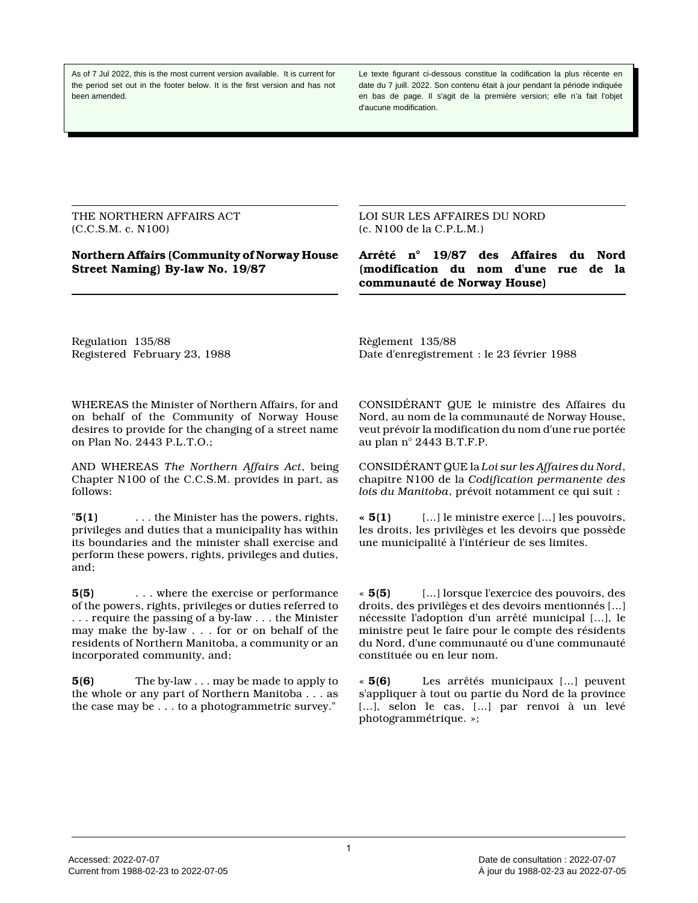As of 7 Jul 2022, this is the most current version available. It is current for the period set out in the footer below. It is the first version and has not been amended.

Le texte figurant ci-dessous constitue la codification la plus récente en date du 7 juill. 2022. Son contenu était à jour pendant la période indiquée en bas de page. Il s'agit de la première version; elle n'a fait l'objet d'aucune modification.

THE NORTHERN AFFAIRS ACT
(C.C.S.M. c. N100)

# Northern Affairs (Community of Norway House Street Naming) By-law No. 19/87

Regulation 135/88
Registered February 23, 1988

WHEREAS the Minister of Northern Affairs, for and on behalf of the Community of Norway House desires to provide for the changing of a street name on Plan No. 2443 P.L.T.O.;

AND WHEREAS *The Northern Affairs Act*, being Chapter N100 of the C.C.S.M. provides in part, as follows:

"**5(1)** . . . the Minister has the powers, rights, privileges and duties that a municipality has within its boundaries and the minister shall exercise and perform these powers, rights, privileges and duties, and;

**5(5)** . . . where the exercise or performance of the powers, rights, privileges or duties referred to . . . require the passing of a by-law . . . the Minister may make the by-law . . . for or on behalf of the residents of Northern Manitoba, a community or an incorporated community, and;

**5(6)** The by-law . . . may be made to apply to the whole or any part of Northern Manitoba . . . as the case may be . . . to a photogrammetric survey."

LOI SUR LES AFFAIRES DU NORD
(c. N100 de la C.P.L.M.)

# Arrêté n° 19/87 des Affaires du Nord (modification du nom d'une rue de la communauté de Norway House)

Règlement 135/88
Date d'enregistrement : le 23 février 1988

CONSIDÉRANT QUE le ministre des Affaires du Nord, au nom de la communauté de Norway House, veut prévoir la modification du nom d'une rue portée au plan n° 2443 B.T.F.P.

CONSIDÉRANT QUE la *Loi sur les Affaires du Nord*, chapitre N100 de la *Codification permanente des lois du Manitoba*, prévoit notamment ce qui suit :

« **5(1)** [...] le ministre exerce [...] les pouvoirs, les droits, les privilèges et les devoirs que possède une municipalité à l'intérieur de ses limites.

« **5(5)** [...] lorsque l'exercice des pouvoirs, des droits, des privilèges et des devoirs mentionnés [...] nécessite l'adoption d'un arrêté municipal [...], le ministre peut le faire pour le compte des résidents du Nord, d'une communauté ou d'une communauté constituée ou en leur nom.

« **5(6)** Les arrêtés municipaux [...] peuvent s'appliquer à tout ou partie du Nord de la province [...], selon le cas, [...] par renvoi à un levé photogrammétrique. »;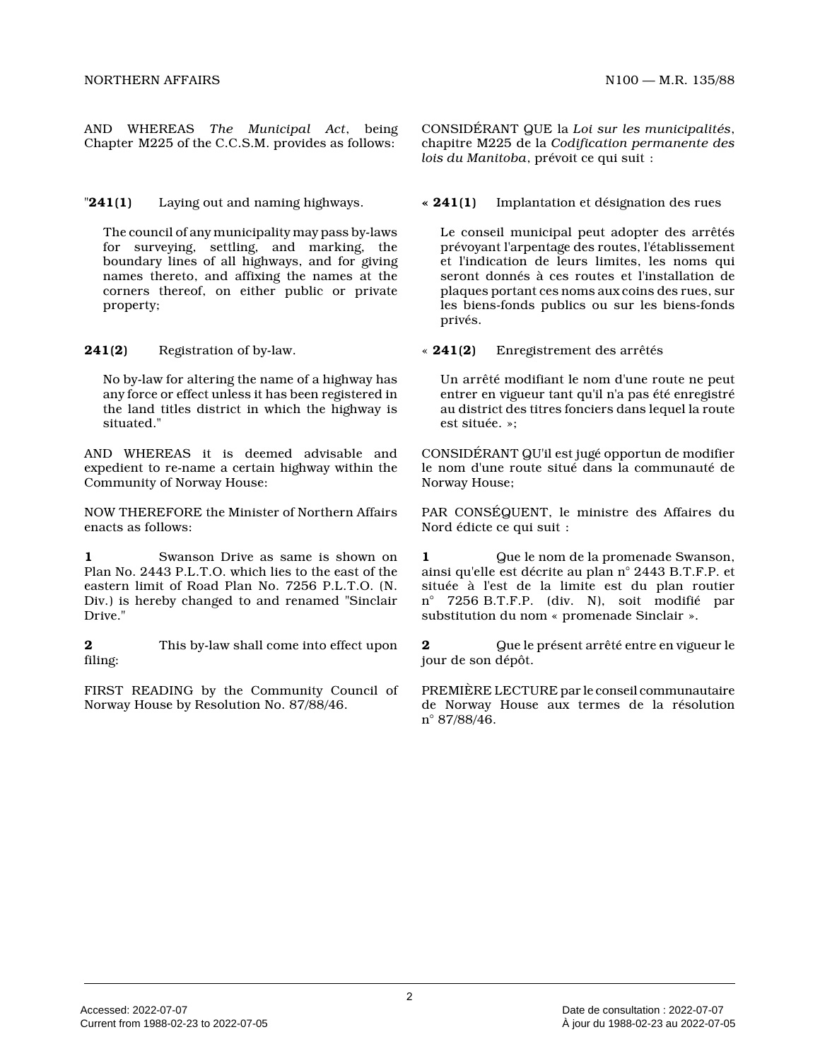AND WHEREAS *The Municipal Act*, being Chapter M225 of the C.C.S.M. provides as follows:

"**241(1)** Laying out and naming highways.

The council of any municipality may pass by-laws for surveying, settling, and marking, the boundary lines of all highways, and for giving names thereto, and affixing the names at the corners thereof, on either public or private property;

**241(2)** Registration of by-law.

No by-law for altering the name of a highway has any force or effect unless it has been registered in the land titles district in which the highway is situated."

AND WHEREAS it is deemed advisable and expedient to re-name a certain highway within the Community of Norway House:

NOW THEREFORE the Minister of Northern Affairs enacts as follows:

**1** Swanson Drive as same is shown on Plan No. 2443 P.L.T.O. which lies to the east of the eastern limit of Road Plan No. 7256 P.L.T.O. (N. Div.) is hereby changed to and renamed "Sinclair Drive."

**2** This by-law shall come into effect upon filing:

FIRST READING by the Community Council of Norway House by Resolution No. 87/88/46.

CONSIDÉRANT QUE la *Loi sur les municipalités*, chapitre M225 de la *Codification permanente des lois du Manitoba*, prévoit ce qui suit :

« **241(1)** Implantation et désignation des rues

Le conseil municipal peut adopter des arrêtés prévoyant l'arpentage des routes, l'établissement et l'indication de leurs limites, les noms qui seront donnés à ces routes et l'installation de plaques portant ces noms aux coins des rues, sur les biens-fonds publics ou sur les biens-fonds privés.

« **241(2)** Enregistrement des arrêtés

Un arrêté modifiant le nom d'une route ne peut entrer en vigueur tant qu'il n'a pas été enregistré au district des titres fonciers dans lequel la route est située. »;

CONSIDÉRANT QU'il est jugé opportun de modifier le nom d'une route situé dans la communauté de Norway House;

PAR CONSÉQUENT, le ministre des Affaires du Nord édicte ce qui suit :

**1** Que le nom de la promenade Swanson, ainsi qu'elle est décrite au plan n° 2443 B.T.F.P. et située à l'est de la limite est du plan routier n° 7256 B.T.F.P. (div. N), soit modifié par substitution du nom « promenade Sinclair ».

**2** Que le présent arrêté entre en vigueur le jour de son dépôt.

PREMIÈRE LECTURE par le conseil communautaire de Norway House aux termes de la résolution n° 87/88/46.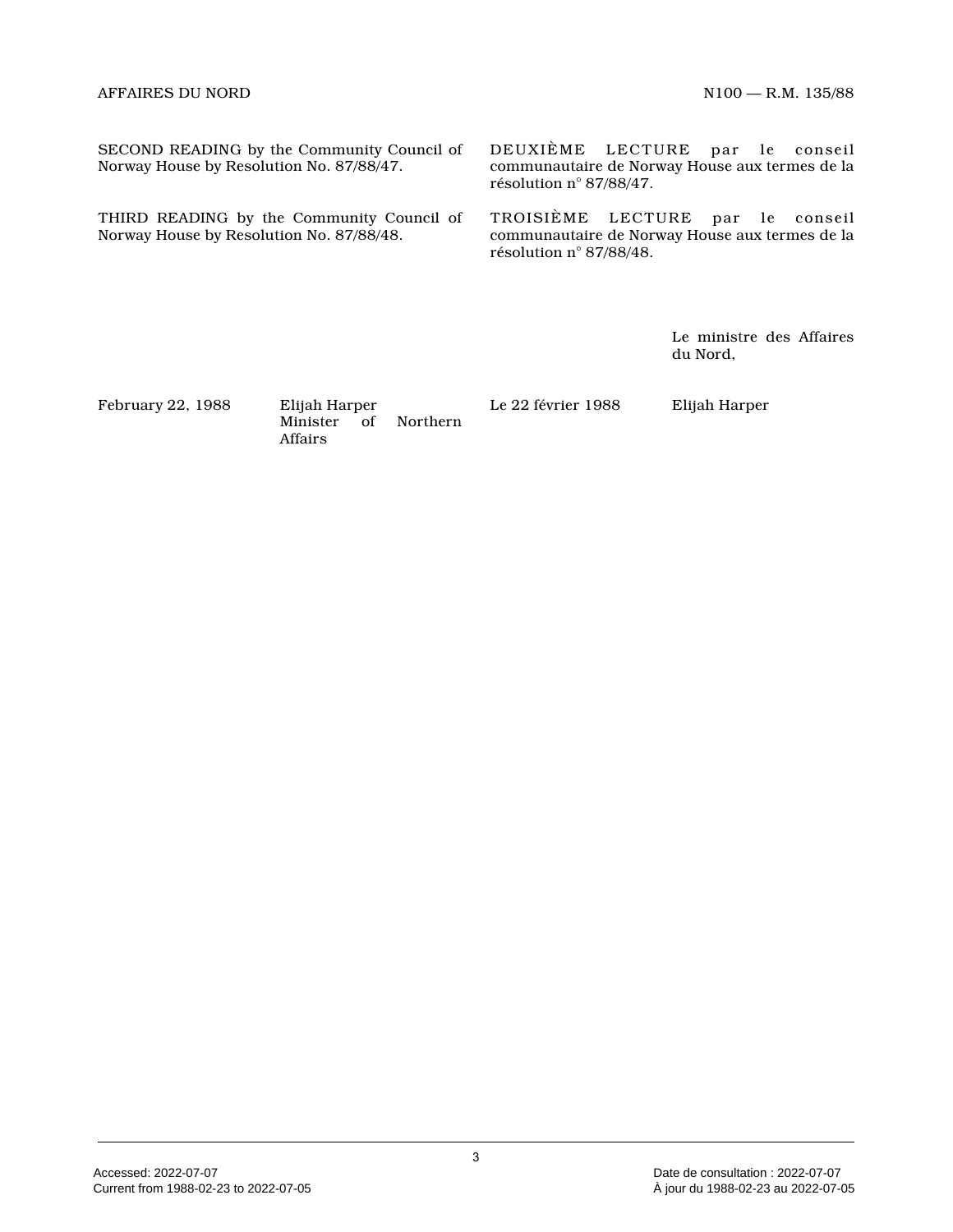SECOND READING by the Community Council of Norway House by Resolution No. 87/88/47.

DEUXIÈME LECTURE par le conseil communautaire de Norway House aux termes de la résolution n° 87/88/47.

THIRD READING by the Community Council of Norway House by Resolution No. 87/88/48.

TROISIÈME LECTURE par le conseil communautaire de Norway House aux termes de la résolution n° 87/88/48.

February 22, 1988

Elijah Harper
Minister of Northern Affairs

Le 22 février 1988

Le ministre des Affaires du Nord,

Elijah Harper